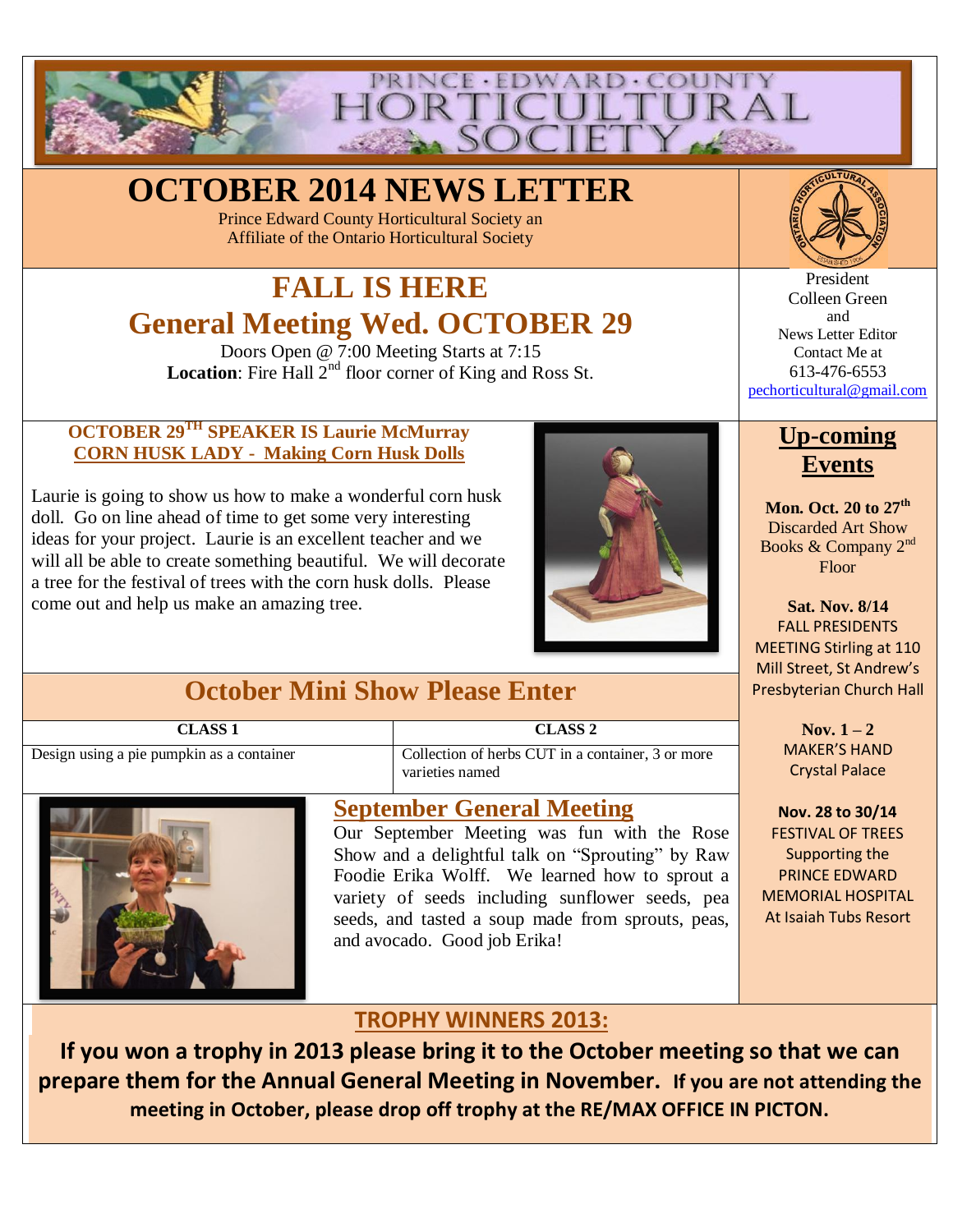# PRINCE · EDWARD · COUNTY HORTICULTURAL SOCIETY

# OCTOBER 2014 NEWS LETTER

Prince Edward County Horticultural Society an Affiliate of the Ontario Horticultural Society

President
Colleen Green
and
News Letter Editor
Contact Me at
613-476-6553
pechorticultural@gmail.com

## FALL IS HERE

## General Meeting Wed. OCTOBER 29

Doors Open @ 7:00 Meeting Starts at 7:15

**Location**: Fire Hall 2nd floor corner of King and Ross St.

### OCTOBER 29TH SPEAKER IS Laurie McMurray

### CORN HUSK LADY - Making Corn Husk Dolls

Laurie is going to show us how to make a wonderful corn husk doll. Go on line ahead of time to get some very interesting ideas for your project. Laurie is an excellent teacher and we will all be able to create something beautiful. We will decorate a tree for the festival of trees with the corn husk dolls. Please come out and help us make an amazing tree.

## Up-coming Events

**Mon. Oct. 20 to 27th**
Discarded Art Show
Books & Company 2nd Floor

**Sat. Nov. 8/14**
FALL PRESIDENTS MEETING Stirling at 110 Mill Street, St Andrew's Presbyterian Church Hall

**Nov. 1 – 2**
MAKER'S HAND
Crystal Palace

**Nov. 28 to 30/14**
FESTIVAL OF TREES
Supporting the PRINCE EDWARD MEMORIAL HOSPITAL
At Isaiah Tubs Resort

## October Mini Show Please Enter

| CLASS 1 | CLASS 2 |
|---|---|
| Design using a pie pumpkin as a container | Collection of herbs CUT in a container, 3 or more varieties named |

## September General Meeting

Our September Meeting was fun with the Rose Show and a delightful talk on "Sprouting" by Raw Foodie Erika Wolff. We learned how to sprout a variety of seeds including sunflower seeds, pea seeds, and tasted a soup made from sprouts, peas, and avocado. Good job Erika!

## TROPHY WINNERS 2013:

**If you won a trophy in 2013 please bring it to the October meeting so that we can prepare them for the Annual General Meeting in November. If you are not attending the meeting in October, please drop off trophy at the RE/MAX OFFICE IN PICTON.**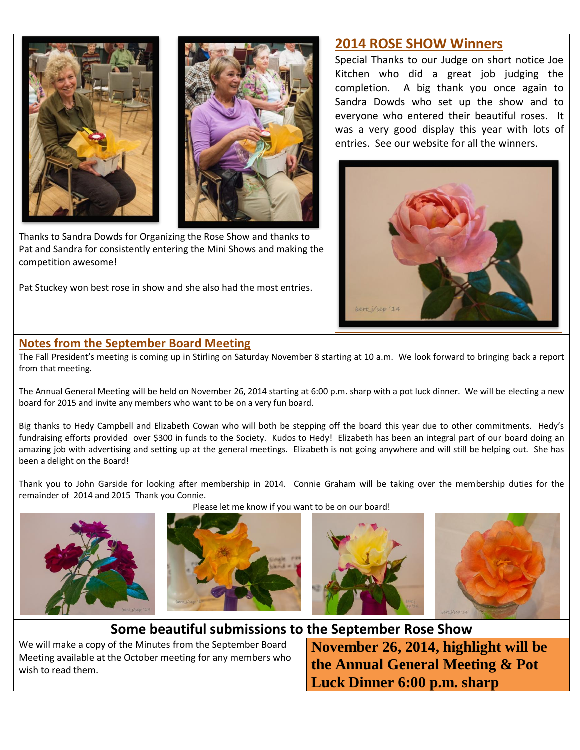Thanks to Sandra Dowds for Organizing the Rose Show and thanks to Pat and Sandra for consistently entering the Mini Shows and making the competition awesome!

Pat Stuckey won best rose in show and she also had the most entries.

## 2014 ROSE SHOW Winners

Special Thanks to our Judge on short notice Joe Kitchen who did a great job judging the completion. A big thank you once again to Sandra Dowds who set up the show and to everyone who entered their beautiful roses. It was a very good display this year with lots of entries. See our website for all the winners.

## Notes from the September Board Meeting

The Fall President's meeting is coming up in Stirling on Saturday November 8 starting at 10 a.m. We look forward to bringing back a report from that meeting.

The Annual General Meeting will be held on November 26, 2014 starting at 6:00 p.m. sharp with a pot luck dinner. We will be electing a new board for 2015 and invite any members who want to be on a very fun board.

Big thanks to Hedy Campbell and Elizabeth Cowan who will both be stepping off the board this year due to other commitments. Hedy's fundraising efforts provided over $300 in funds to the Society. Kudos to Hedy! Elizabeth has been an integral part of our board doing an amazing job with advertising and setting up at the general meetings. Elizabeth is not going anywhere and will still be helping out. She has been a delight on the Board!

Thank you to John Garside for looking after membership in 2014. Connie Graham will be taking over the membership duties for the remainder of 2014 and 2015 Thank you Connie.

Please let me know if you want to be on our board!

## Some beautiful submissions to the September Rose Show

We will make a copy of the Minutes from the September Board Meeting available at the October meeting for any members who wish to read them.

**November 26, 2014, highlight will be the Annual General Meeting & Pot Luck Dinner 6:00 p.m. sharp**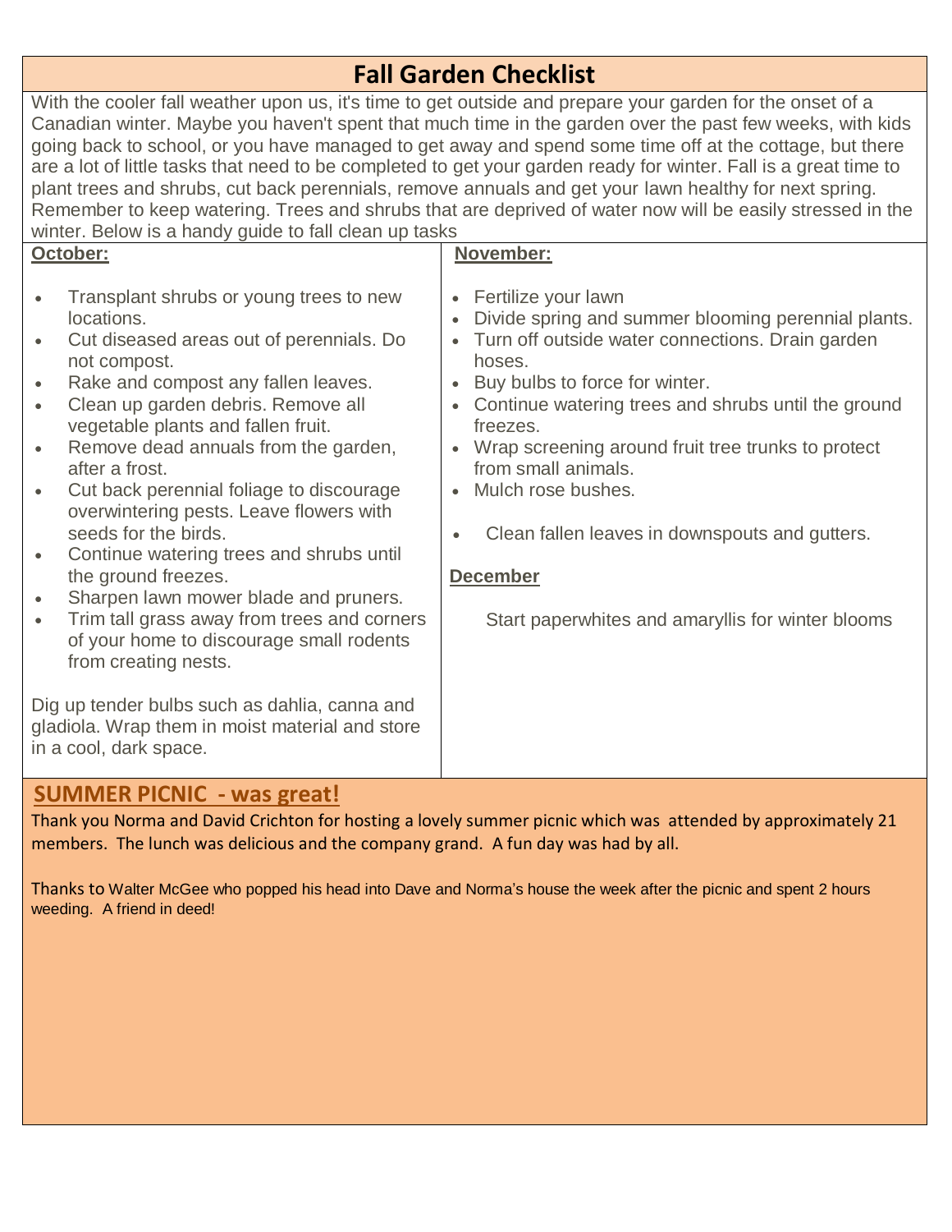# Fall Garden Checklist

With the cooler fall weather upon us, it's time to get outside and prepare your garden for the onset of a Canadian winter. Maybe you haven't spent that much time in the garden over the past few weeks, with kids going back to school, or you have managed to get away and spend some time off at the cottage, but there are a lot of little tasks that need to be completed to get your garden ready for winter. Fall is a great time to plant trees and shrubs, cut back perennials, remove annuals and get your lawn healthy for next spring. Remember to keep watering. Trees and shrubs that are deprived of water now will be easily stressed in the winter. Below is a handy guide to fall clean up tasks

**October:**

- Transplant shrubs or young trees to new locations.
- Cut diseased areas out of perennials. Do not compost.
- Rake and compost any fallen leaves.
- Clean up garden debris. Remove all vegetable plants and fallen fruit.
- Remove dead annuals from the garden, after a frost.
- Cut back perennial foliage to discourage overwintering pests. Leave flowers with seeds for the birds.
- Continue watering trees and shrubs until the ground freezes.
- Sharpen lawn mower blade and pruners.
- Trim tall grass away from trees and corners of your home to discourage small rodents from creating nests.

Dig up tender bulbs such as dahlia, canna and gladiola. Wrap them in moist material and store in a cool, dark space.

**November:**

- Fertilize your lawn
- Divide spring and summer blooming perennial plants.
- Turn off outside water connections. Drain garden hoses.
- Buy bulbs to force for winter.
- Continue watering trees and shrubs until the ground freezes.
- Wrap screening around fruit tree trunks to protect from small animals.
- Mulch rose bushes.
- Clean fallen leaves in downspouts and gutters.

**December**

Start paperwhites and amaryllis for winter blooms

## SUMMER PICNIC - was great!

Thank you Norma and David Crichton for hosting a lovely summer picnic which was attended by approximately 21 members. The lunch was delicious and the company grand. A fun day was had by all.

Thanks to Walter McGee who popped his head into Dave and Norma's house the week after the picnic and spent 2 hours weeding. A friend in deed!